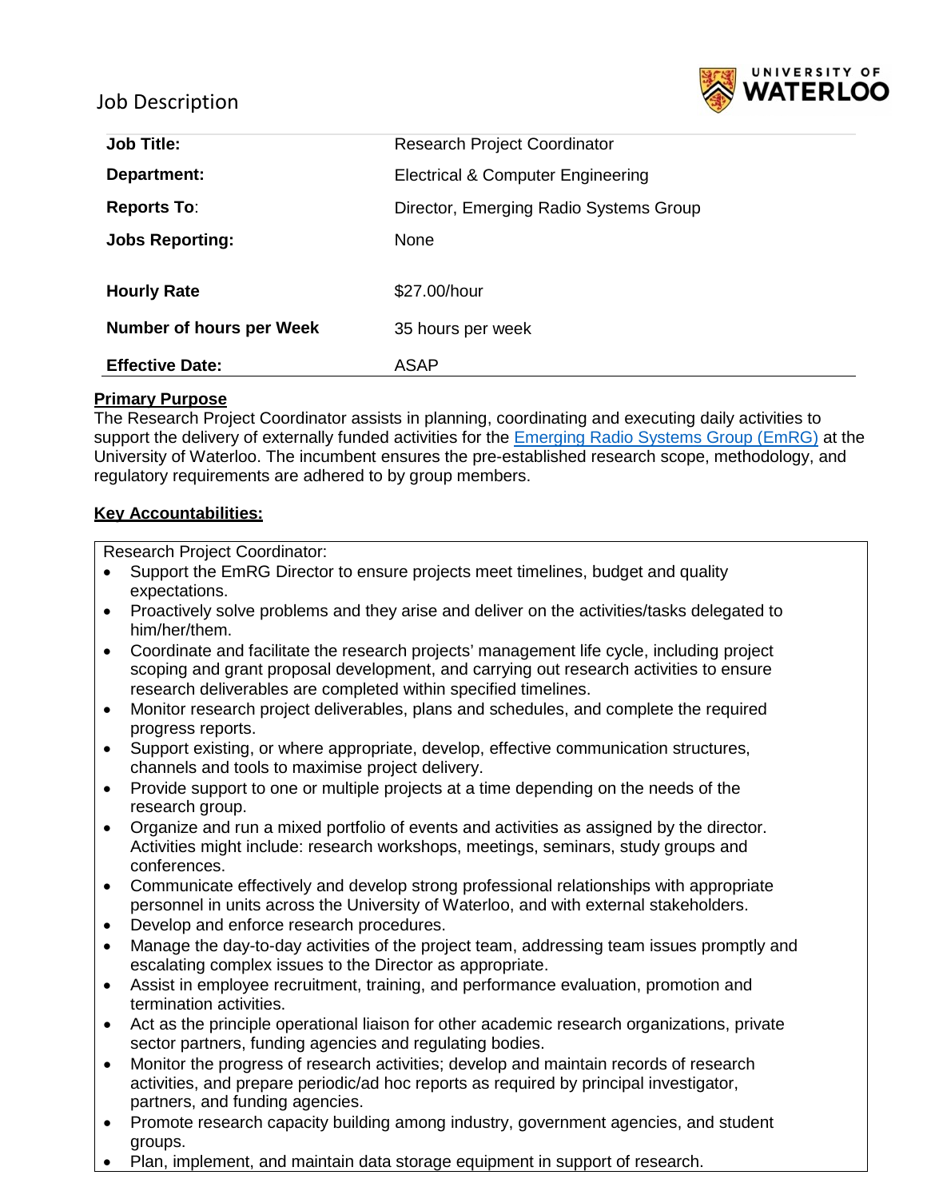# Job Description

UNIVERSITY OF WATERLOO

| | |
|---|---|
| **Job Title:** | Research Project Coordinator |
| **Department:** | Electrical & Computer Engineering |
| **Reports To**: | Director, Emerging Radio Systems Group |
| **Jobs Reporting:** | None |
| **Hourly Rate** | $27.00/hour |
| **Number of hours per Week** | 35 hours per week |
| **Effective Date:** | ASAP |

## Primary Purpose

The Research Project Coordinator assists in planning, coordinating and executing daily activities to support the delivery of externally funded activities for the Emerging Radio Systems Group (EmRG) at the University of Waterloo. The incumbent ensures the pre-established research scope, methodology, and regulatory requirements are adhered to by group members.

## Key Accountabilities:

Research Project Coordinator:

- Support the EmRG Director to ensure projects meet timelines, budget and quality expectations.
- Proactively solve problems and they arise and deliver on the activities/tasks delegated to him/her/them.
- Coordinate and facilitate the research projects' management life cycle, including project scoping and grant proposal development, and carrying out research activities to ensure research deliverables are completed within specified timelines.
- Monitor research project deliverables, plans and schedules, and complete the required progress reports.
- Support existing, or where appropriate, develop, effective communication structures, channels and tools to maximise project delivery.
- Provide support to one or multiple projects at a time depending on the needs of the research group.
- Organize and run a mixed portfolio of events and activities as assigned by the director. Activities might include: research workshops, meetings, seminars, study groups and conferences.
- Communicate effectively and develop strong professional relationships with appropriate personnel in units across the University of Waterloo, and with external stakeholders.
- Develop and enforce research procedures.
- Manage the day-to-day activities of the project team, addressing team issues promptly and escalating complex issues to the Director as appropriate.
- Assist in employee recruitment, training, and performance evaluation, promotion and termination activities.
- Act as the principle operational liaison for other academic research organizations, private sector partners, funding agencies and regulating bodies.
- Monitor the progress of research activities; develop and maintain records of research activities, and prepare periodic/ad hoc reports as required by principal investigator, partners, and funding agencies.
- Promote research capacity building among industry, government agencies, and student groups.
- Plan, implement, and maintain data storage equipment in support of research.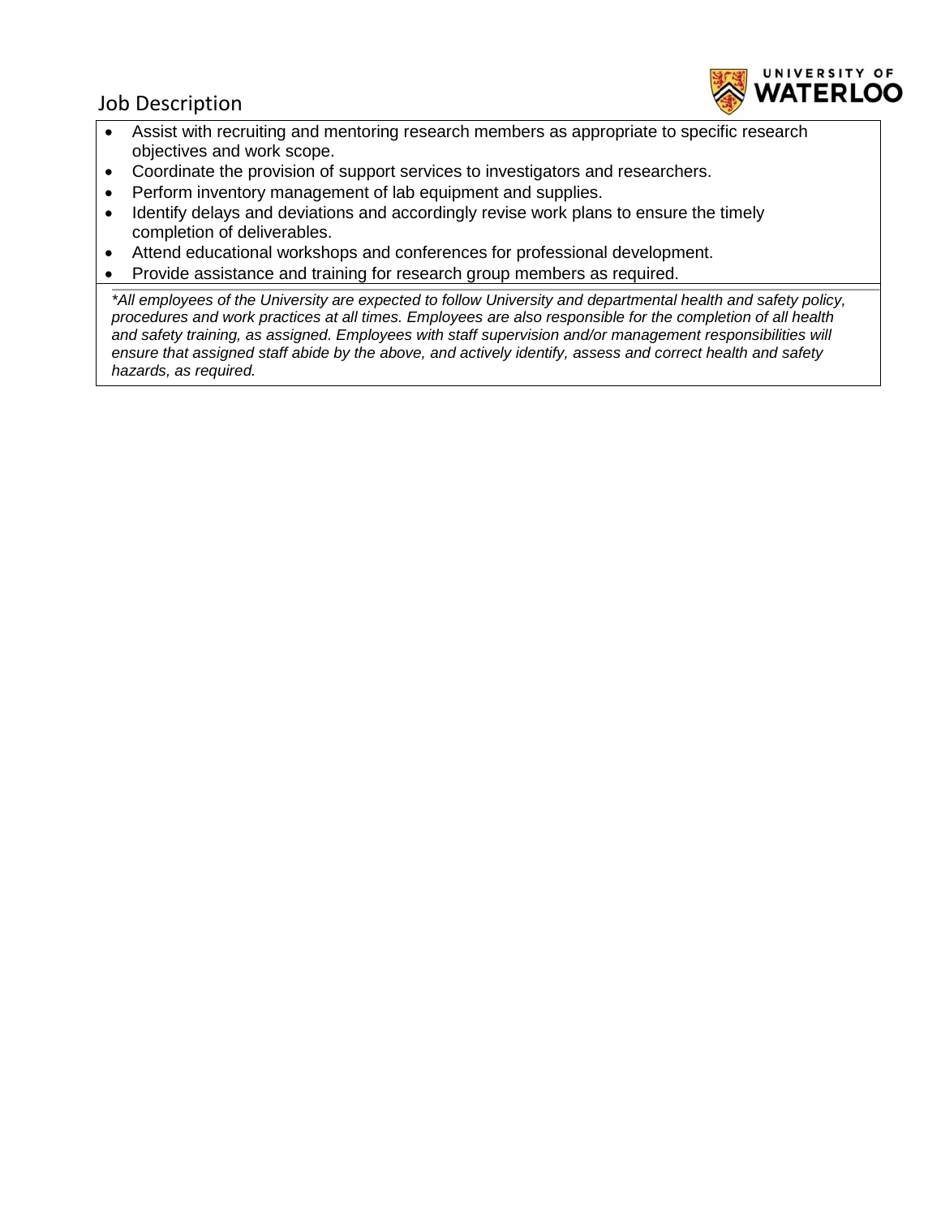- Assist with recruiting and mentoring research members as appropriate to specific research objectives and work scope.
- Coordinate the provision of support services to investigators and researchers.
- Perform inventory management of lab equipment and supplies.
- Identify delays and deviations and accordingly revise work plans to ensure the timely completion of deliverables.
- Attend educational workshops and conferences for professional development.
- Provide assistance and training for research group members as required.

*\*All employees of the University are expected to follow University and departmental health and safety policy, procedures and work practices at all times. Employees are also responsible for the completion of all health and safety training, as assigned. Employees with staff supervision and/or management responsibilities will ensure that assigned staff abide by the above, and actively identify, assess and correct health and safety hazards, as required.*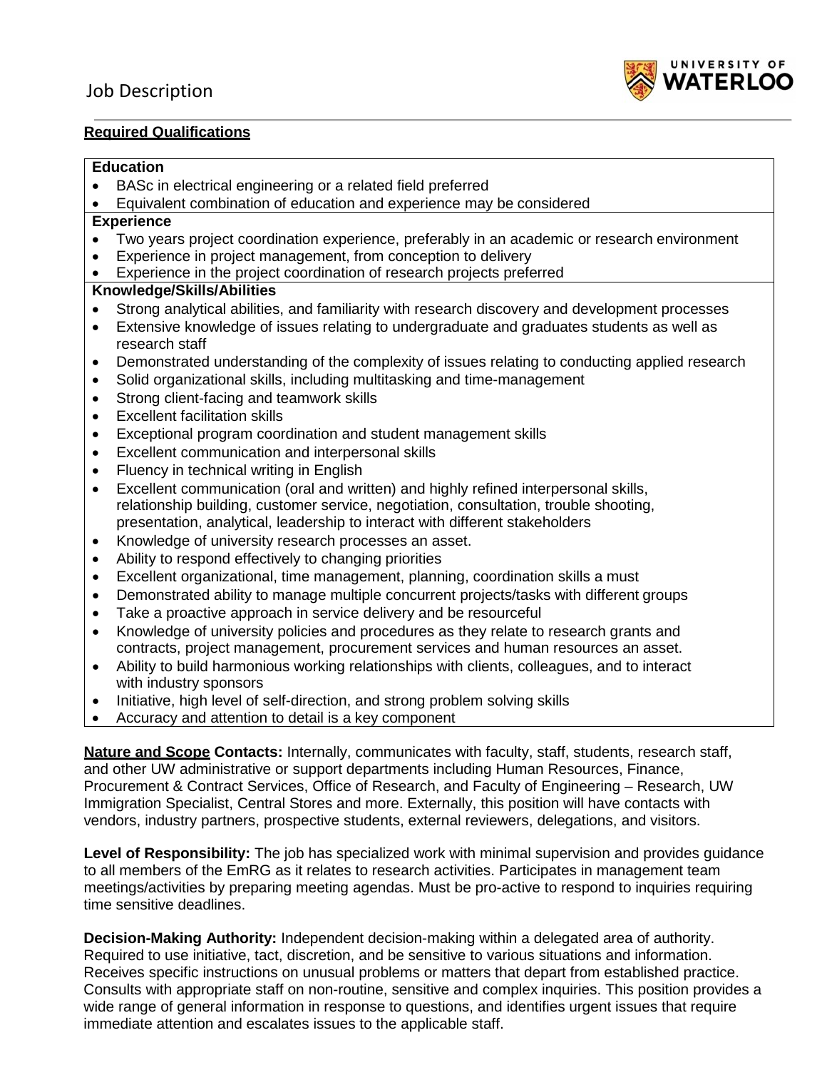Job Description

**Required Qualifications**

**Education**

- BASc in electrical engineering or a related field preferred
- Equivalent combination of education and experience may be considered

**Experience**

- Two years project coordination experience, preferably in an academic or research environment
- Experience in project management, from conception to delivery
- Experience in the project coordination of research projects preferred

**Knowledge/Skills/Abilities**

- Strong analytical abilities, and familiarity with research discovery and development processes
- Extensive knowledge of issues relating to undergraduate and graduates students as well as research staff
- Demonstrated understanding of the complexity of issues relating to conducting applied research
- Solid organizational skills, including multitasking and time-management
- Strong client-facing and teamwork skills
- Excellent facilitation skills
- Exceptional program coordination and student management skills
- Excellent communication and interpersonal skills
- Fluency in technical writing in English
- Excellent communication (oral and written) and highly refined interpersonal skills, relationship building, customer service, negotiation, consultation, trouble shooting, presentation, analytical, leadership to interact with different stakeholders
- Knowledge of university research processes an asset.
- Ability to respond effectively to changing priorities
- Excellent organizational, time management, planning, coordination skills a must
- Demonstrated ability to manage multiple concurrent projects/tasks with different groups
- Take a proactive approach in service delivery and be resourceful
- Knowledge of university policies and procedures as they relate to research grants and contracts, project management, procurement services and human resources an asset.
- Ability to build harmonious working relationships with clients, colleagues, and to interact with industry sponsors
- Initiative, high level of self-direction, and strong problem solving skills
- Accuracy and attention to detail is a key component

**Nature and Scope** **Contacts:** Internally, communicates with faculty, staff, students, research staff, and other UW administrative or support departments including Human Resources, Finance, Procurement & Contract Services, Office of Research, and Faculty of Engineering – Research, UW Immigration Specialist, Central Stores and more. Externally, this position will have contacts with vendors, industry partners, prospective students, external reviewers, delegations, and visitors.

**Level of Responsibility:** The job has specialized work with minimal supervision and provides guidance to all members of the EmRG as it relates to research activities. Participates in management team meetings/activities by preparing meeting agendas. Must be pro-active to respond to inquiries requiring time sensitive deadlines.

**Decision-Making Authority:** Independent decision-making within a delegated area of authority. Required to use initiative, tact, discretion, and be sensitive to various situations and information. Receives specific instructions on unusual problems or matters that depart from established practice. Consults with appropriate staff on non-routine, sensitive and complex inquiries. This position provides a wide range of general information in response to questions, and identifies urgent issues that require immediate attention and escalates issues to the applicable staff.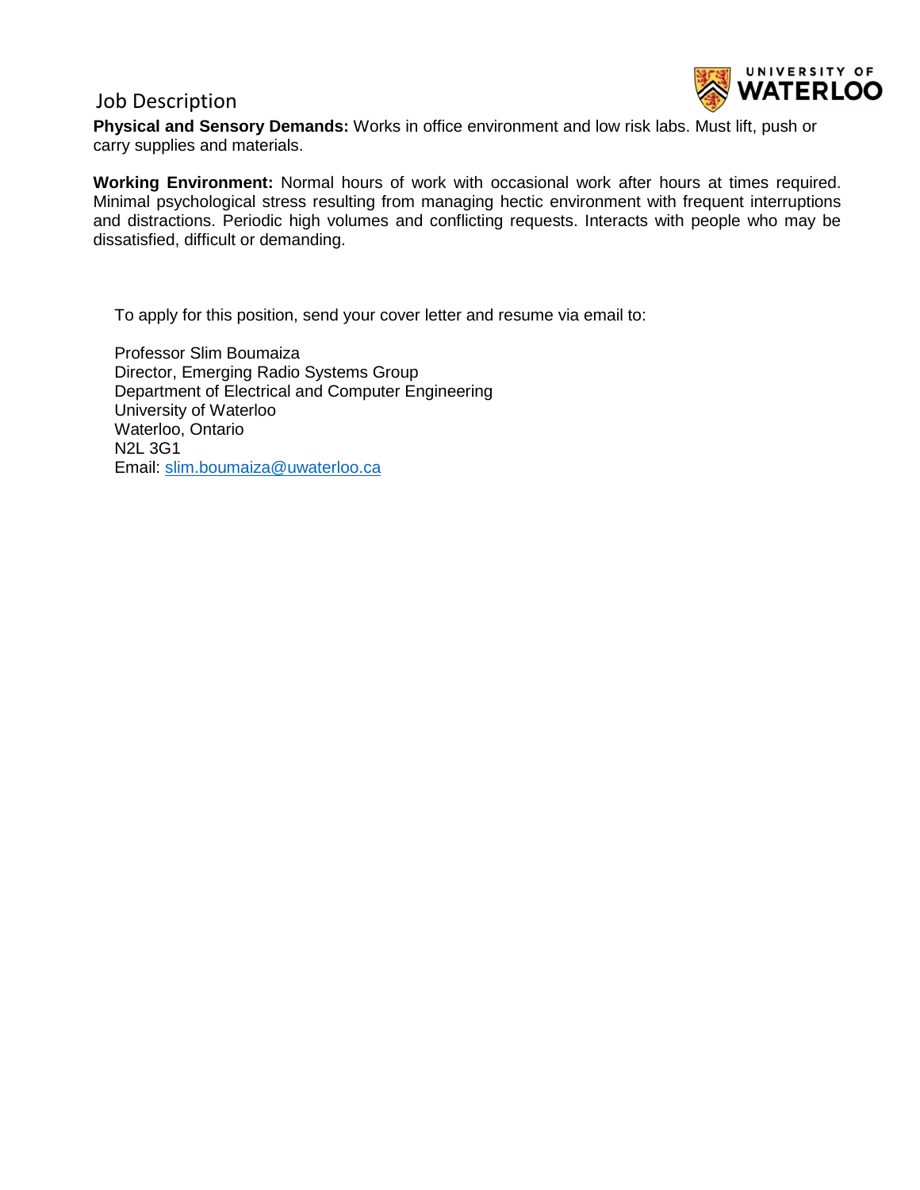**Physical and Sensory Demands:** Works in office environment and low risk labs. Must lift, push or carry supplies and materials.

**Working Environment:** Normal hours of work with occasional work after hours at times required. Minimal psychological stress resulting from managing hectic environment with frequent interruptions and distractions. Periodic high volumes and conflicting requests. Interacts with people who may be dissatisfied, difficult or demanding.

To apply for this position, send your cover letter and resume via email to:

Professor Slim Boumaiza
Director, Emerging Radio Systems Group
Department of Electrical and Computer Engineering
University of Waterloo
Waterloo, Ontario
N2L 3G1
Email: slim.boumaiza@uwaterloo.ca